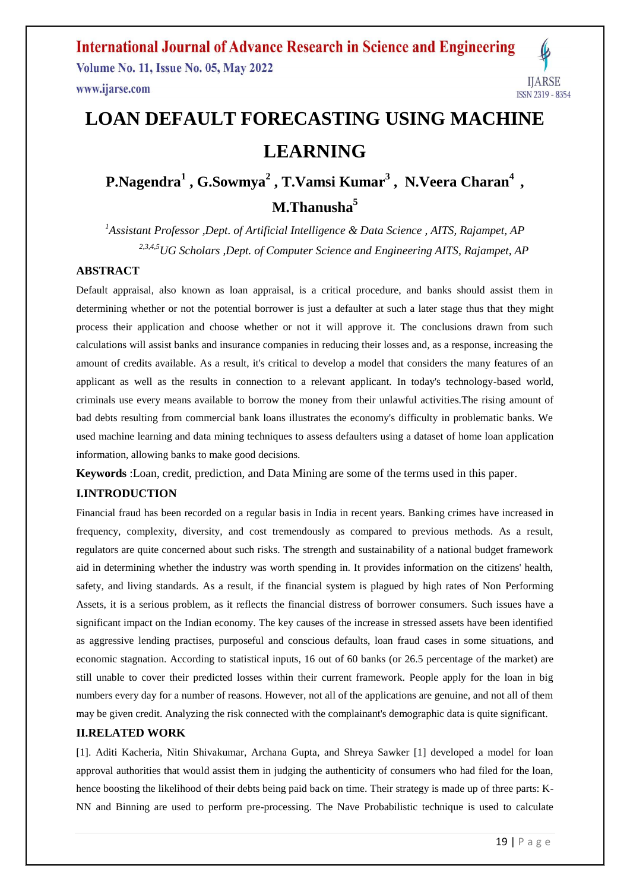# LOAN DEFAULT FORECASTING USING MACHINE LEARNING

**P.Nagendra[1] , G.Sowmya[2] , T.Vamsi Kumar[3] , N.Veera Charan[4] , M.Thanusha[5]**

*[1]Assistant Professor ,Dept. of Artificial Intelligence & Data Science , AITS, Rajampet, AP*

*[2,3,4,5]UG Scholars ,Dept. of Computer Science and Engineering AITS, Rajampet, AP*

## ABSTRACT

Default appraisal, also known as loan appraisal, is a critical procedure, and banks should assist them in determining whether or not the potential borrower is just a defaulter at such a later stage thus that they might process their application and choose whether or not it will approve it. The conclusions drawn from such calculations will assist banks and insurance companies in reducing their losses and, as a response, increasing the amount of credits available. As a result, it's critical to develop a model that considers the many features of an applicant as well as the results in connection to a relevant applicant. In today's technology-based world, criminals use every means available to borrow the money from their unlawful activities.The rising amount of bad debts resulting from commercial bank loans illustrates the economy's difficulty in problematic banks. We used machine learning and data mining techniques to assess defaulters using a dataset of home loan application information, allowing banks to make good decisions.

**Keywords** :Loan, credit, prediction, and Data Mining are some of the terms used in this paper.

## I.INTRODUCTION

Financial fraud has been recorded on a regular basis in India in recent years. Banking crimes have increased in frequency, complexity, diversity, and cost tremendously as compared to previous methods. As a result, regulators are quite concerned about such risks. The strength and sustainability of a national budget framework aid in determining whether the industry was worth spending in. It provides information on the citizens' health, safety, and living standards. As a result, if the financial system is plagued by high rates of Non Performing Assets, it is a serious problem, as it reflects the financial distress of borrower consumers. Such issues have a significant impact on the Indian economy. The key causes of the increase in stressed assets have been identified as aggressive lending practises, purposeful and conscious defaults, loan fraud cases in some situations, and economic stagnation. According to statistical inputs, 16 out of 60 banks (or 26.5 percentage of the market) are still unable to cover their predicted losses within their current framework. People apply for the loan in big numbers every day for a number of reasons. However, not all of the applications are genuine, and not all of them may be given credit. Analyzing the risk connected with the complainant's demographic data is quite significant.

## II.RELATED WORK

[1]. Aditi Kacheria, Nitin Shivakumar, Archana Gupta, and Shreya Sawker [1] developed a model for loan approval authorities that would assist them in judging the authenticity of consumers who had filed for the loan, hence boosting the likelihood of their debts being paid back on time. Their strategy is made up of three parts: K-NN and Binning are used to perform pre-processing. The Nave Probabilistic technique is used to calculate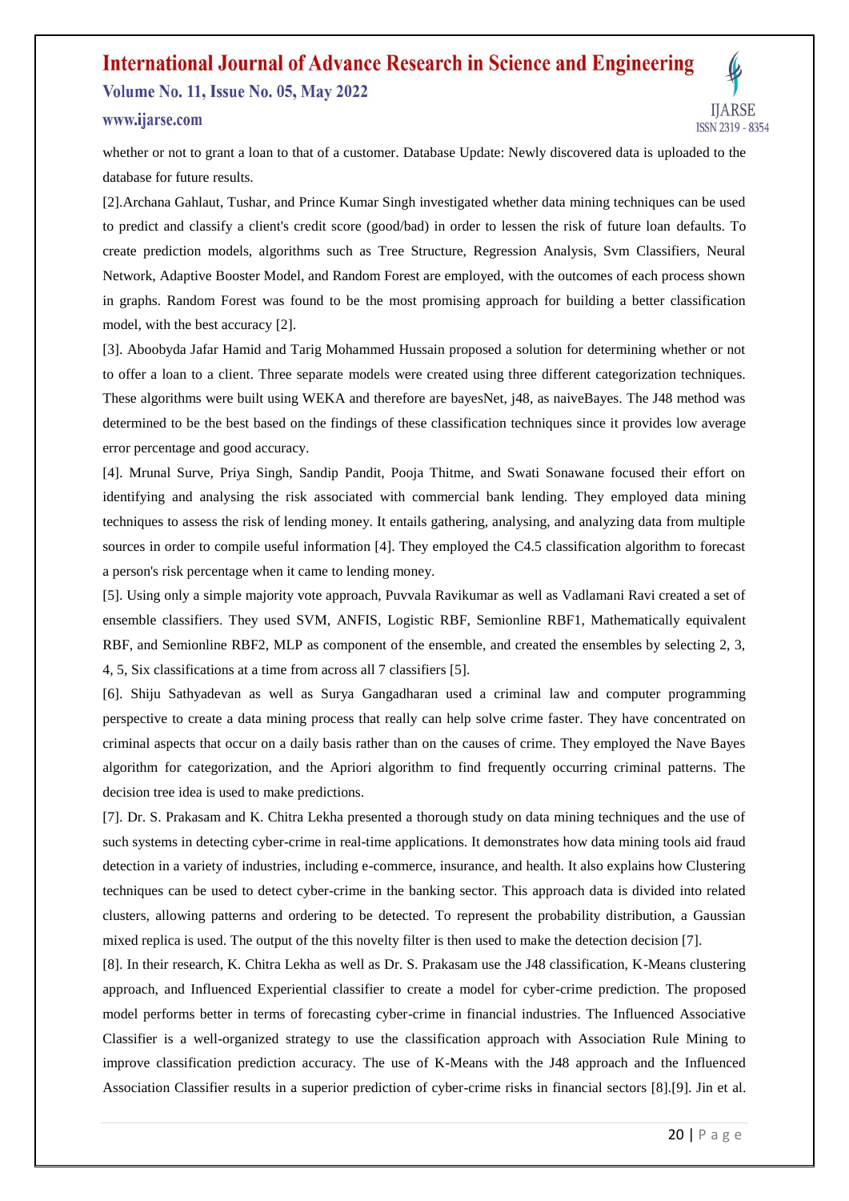whether or not to grant a loan to that of a customer. Database Update: Newly discovered data is uploaded to the database for future results.

[2].Archana Gahlaut, Tushar, and Prince Kumar Singh investigated whether data mining techniques can be used to predict and classify a client's credit score (good/bad) in order to lessen the risk of future loan defaults. To create prediction models, algorithms such as Tree Structure, Regression Analysis, Svm Classifiers, Neural Network, Adaptive Booster Model, and Random Forest are employed, with the outcomes of each process shown in graphs. Random Forest was found to be the most promising approach for building a better classification model, with the best accuracy [2].

[3]. Aboobyda Jafar Hamid and Tarig Mohammed Hussain proposed a solution for determining whether or not to offer a loan to a client. Three separate models were created using three different categorization techniques. These algorithms were built using WEKA and therefore are bayesNet, j48, as naiveBayes. The J48 method was determined to be the best based on the findings of these classification techniques since it provides low average error percentage and good accuracy.

[4]. Mrunal Surve, Priya Singh, Sandip Pandit, Pooja Thitme, and Swati Sonawane focused their effort on identifying and analysing the risk associated with commercial bank lending. They employed data mining techniques to assess the risk of lending money. It entails gathering, analysing, and analyzing data from multiple sources in order to compile useful information [4]. They employed the C4.5 classification algorithm to forecast a person's risk percentage when it came to lending money.

[5]. Using only a simple majority vote approach, Puvvala Ravikumar as well as Vadlamani Ravi created a set of ensemble classifiers. They used SVM, ANFIS, Logistic RBF, Semionline RBF1, Mathematically equivalent RBF, and Semionline RBF2, MLP as component of the ensemble, and created the ensembles by selecting 2, 3, 4, 5, Six classifications at a time from across all 7 classifiers [5].

[6]. Shiju Sathyadevan as well as Surya Gangadharan used a criminal law and computer programming perspective to create a data mining process that really can help solve crime faster. They have concentrated on criminal aspects that occur on a daily basis rather than on the causes of crime. They employed the Nave Bayes algorithm for categorization, and the Apriori algorithm to find frequently occurring criminal patterns. The decision tree idea is used to make predictions.

[7]. Dr. S. Prakasam and K. Chitra Lekha presented a thorough study on data mining techniques and the use of such systems in detecting cyber-crime in real-time applications. It demonstrates how data mining tools aid fraud detection in a variety of industries, including e-commerce, insurance, and health. It also explains how Clustering techniques can be used to detect cyber-crime in the banking sector. This approach data is divided into related clusters, allowing patterns and ordering to be detected. To represent the probability distribution, a Gaussian mixed replica is used. The output of the this novelty filter is then used to make the detection decision [7].

[8]. In their research, K. Chitra Lekha as well as Dr. S. Prakasam use the J48 classification, K-Means clustering approach, and Influenced Experiential classifier to create a model for cyber-crime prediction. The proposed model performs better in terms of forecasting cyber-crime in financial industries. The Influenced Associative Classifier is a well-organized strategy to use the classification approach with Association Rule Mining to improve classification prediction accuracy. The use of K-Means with the J48 approach and the Influenced Association Classifier results in a superior prediction of cyber-crime risks in financial sectors [8].[9]. Jin et al.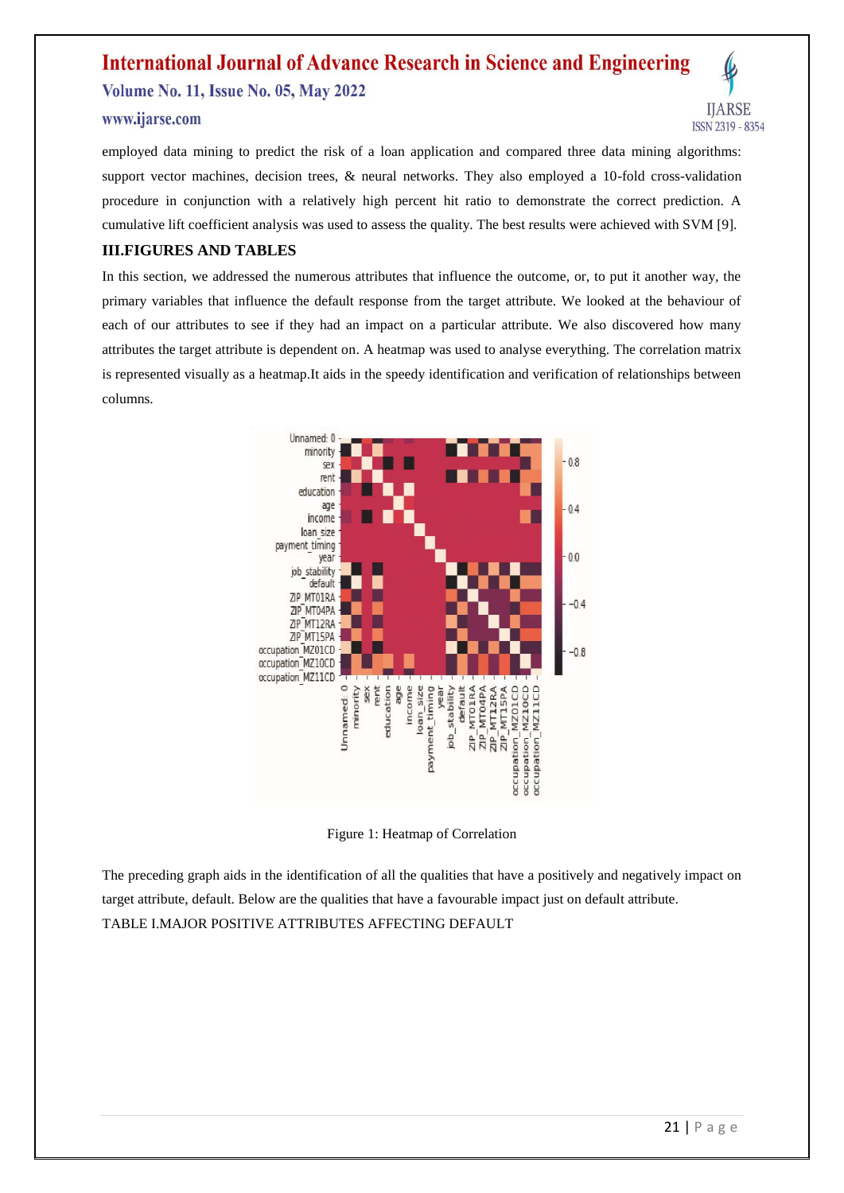employed data mining to predict the risk of a loan application and compared three data mining algorithms: support vector machines, decision trees, & neural networks. They also employed a 10-fold cross-validation procedure in conjunction with a relatively high percent hit ratio to demonstrate the correct prediction. A cumulative lift coefficient analysis was used to assess the quality. The best results were achieved with SVM [9].

## III.FIGURES AND TABLES

In this section, we addressed the numerous attributes that influence the outcome, or, to put it another way, the primary variables that influence the default response from the target attribute. We looked at the behaviour of each of our attributes to see if they had an impact on a particular attribute. We also discovered how many attributes the target attribute is dependent on. A heatmap was used to analyse everything. The correlation matrix is represented visually as a heatmap.It aids in the speedy identification and verification of relationships between columns.

Figure 1: Heatmap of Correlation

The preceding graph aids in the identification of all the qualities that have a positively and negatively impact on target attribute, default. Below are the qualities that have a favourable impact just on default attribute.

TABLE I.MAJOR POSITIVE ATTRIBUTES AFFECTING DEFAULT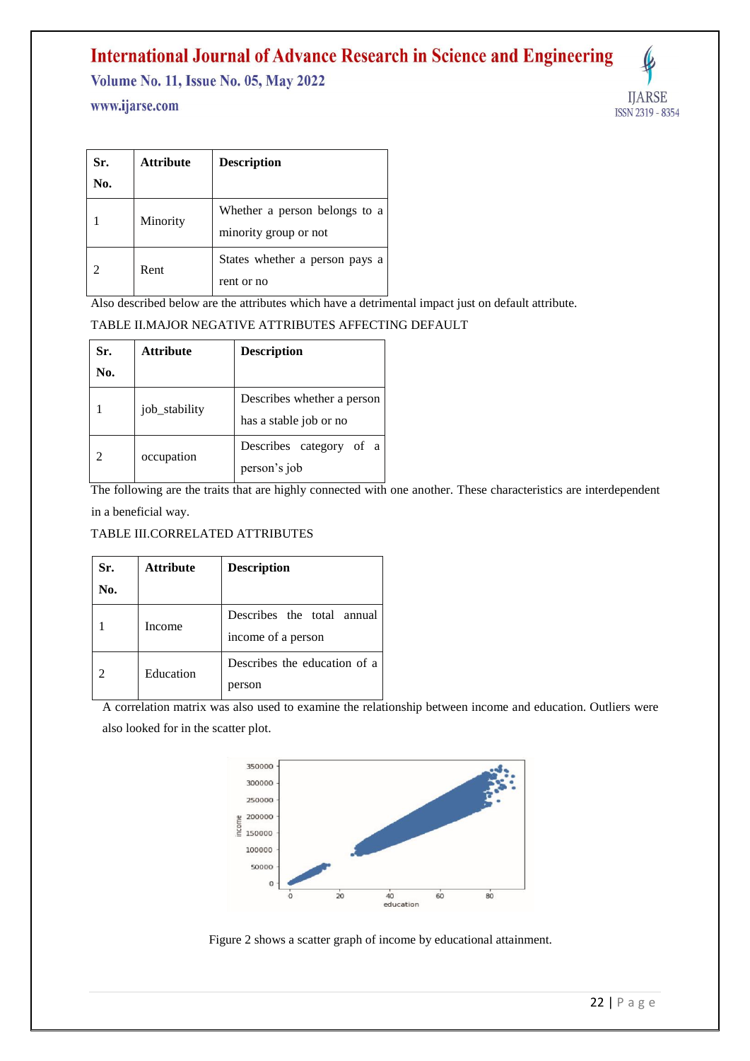| Sr. No. | Attribute | Description |
|---|---|---|
| 1 | Minority | Whether a person belongs to a minority group or not |
| 2 | Rent | States whether a person pays a rent or no |

Also described below are the attributes which have a detrimental impact just on default attribute.

TABLE II.MAJOR NEGATIVE ATTRIBUTES AFFECTING DEFAULT

| Sr. No. | Attribute | Description |
|---|---|---|
| 1 | job_stability | Describes whether a person has a stable job or no |
| 2 | occupation | Describes category of a person's job |

The following are the traits that are highly connected with one another. These characteristics are interdependent in a beneficial way.

TABLE III.CORRELATED ATTRIBUTES

| Sr. No. | Attribute | Description |
|---|---|---|
| 1 | Income | Describes the total annual income of a person |
| 2 | Education | Describes the education of a person |

A correlation matrix was also used to examine the relationship between income and education. Outliers were also looked for in the scatter plot.

Figure 2 shows a scatter graph of income by educational attainment.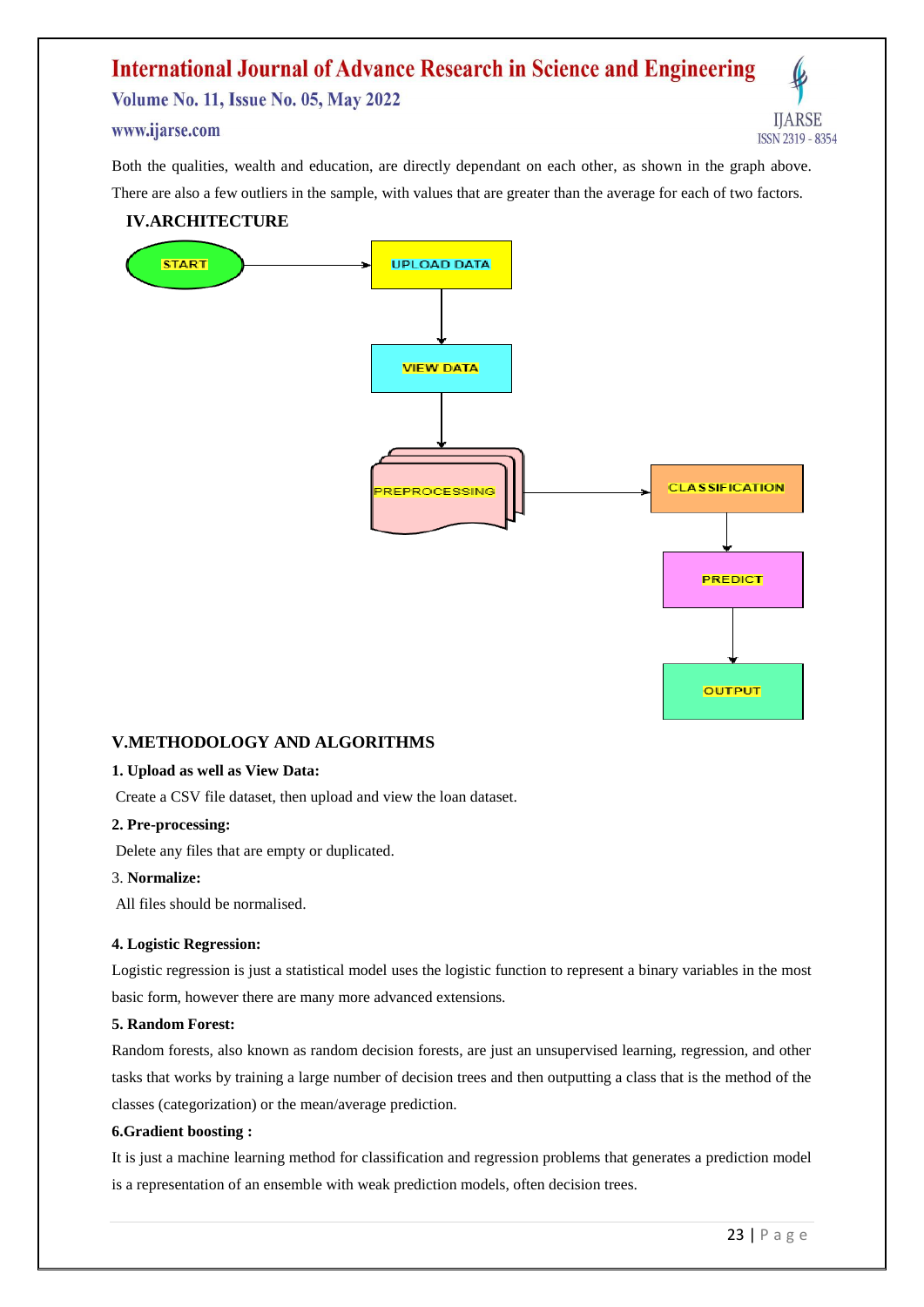Both the qualities, wealth and education, are directly dependant on each other, as shown in the graph above. There are also a few outliers in the sample, with values that are greater than the average for each of two factors.

## IV.ARCHITECTURE

START → UPLOAD DATA → VIEW DATA → PREPROCESSING → CLASSIFICATION → PREDICT → OUTPUT

## V.METHODOLOGY AND ALGORITHMS

**1. Upload as well as View Data:**

Create a CSV file dataset, then upload and view the loan dataset.

**2. Pre-processing:**

Delete any files that are empty or duplicated.

3. **Normalize:**

All files should be normalised.

**4. Logistic Regression:**

Logistic regression is just a statistical model uses the logistic function to represent a binary variables in the most basic form, however there are many more advanced extensions.

**5. Random Forest:**

Random forests, also known as random decision forests, are just an unsupervised learning, regression, and other tasks that works by training a large number of decision trees and then outputting a class that is the method of the classes (categorization) or the mean/average prediction.

**6.Gradient boosting :**

It is just a machine learning method for classification and regression problems that generates a prediction model is a representation of an ensemble with weak prediction models, often decision trees.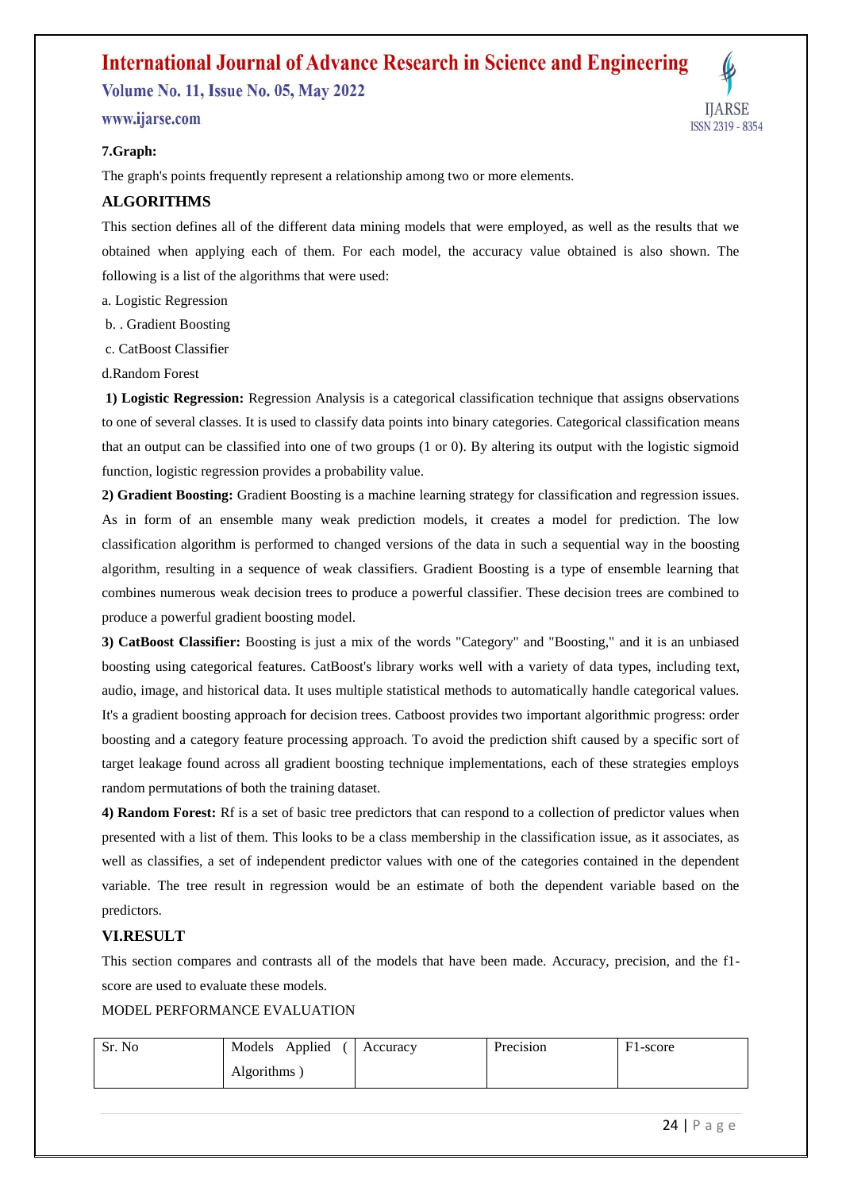**7.Graph:**

The graph's points frequently represent a relationship among two or more elements.

## ALGORITHMS

This section defines all of the different data mining models that were employed, as well as the results that we obtained when applying each of them. For each model, the accuracy value obtained is also shown. The following is a list of the algorithms that were used:

a. Logistic Regression

b. . Gradient Boosting

c. CatBoost Classifier

d.Random Forest

**1) Logistic Regression:** Regression Analysis is a categorical classification technique that assigns observations to one of several classes. It is used to classify data points into binary categories. Categorical classification means that an output can be classified into one of two groups (1 or 0). By altering its output with the logistic sigmoid function, logistic regression provides a probability value.

**2) Gradient Boosting:** Gradient Boosting is a machine learning strategy for classification and regression issues. As in form of an ensemble many weak prediction models, it creates a model for prediction. The low classification algorithm is performed to changed versions of the data in such a sequential way in the boosting algorithm, resulting in a sequence of weak classifiers. Gradient Boosting is a type of ensemble learning that combines numerous weak decision trees to produce a powerful classifier. These decision trees are combined to produce a powerful gradient boosting model.

**3) CatBoost Classifier:** Boosting is just a mix of the words "Category" and "Boosting," and it is an unbiased boosting using categorical features. CatBoost's library works well with a variety of data types, including text, audio, image, and historical data. It uses multiple statistical methods to automatically handle categorical values. It's a gradient boosting approach for decision trees. Catboost provides two important algorithmic progress: order boosting and a category feature processing approach. To avoid the prediction shift caused by a specific sort of target leakage found across all gradient boosting technique implementations, each of these strategies employs random permutations of both the training dataset.

**4) Random Forest:** Rf is a set of basic tree predictors that can respond to a collection of predictor values when presented with a list of them. This looks to be a class membership in the classification issue, as it associates, as well as classifies, a set of independent predictor values with one of the categories contained in the dependent variable. The tree result in regression would be an estimate of both the dependent variable based on the predictors.

## VI.RESULT

This section compares and contrasts all of the models that have been made. Accuracy, precision, and the f1-score are used to evaluate these models.

MODEL PERFORMANCE EVALUATION

| Sr. No | Models Applied ( Algorithms ) | Accuracy | Precision | F1-score |
|---|---|---|---|---|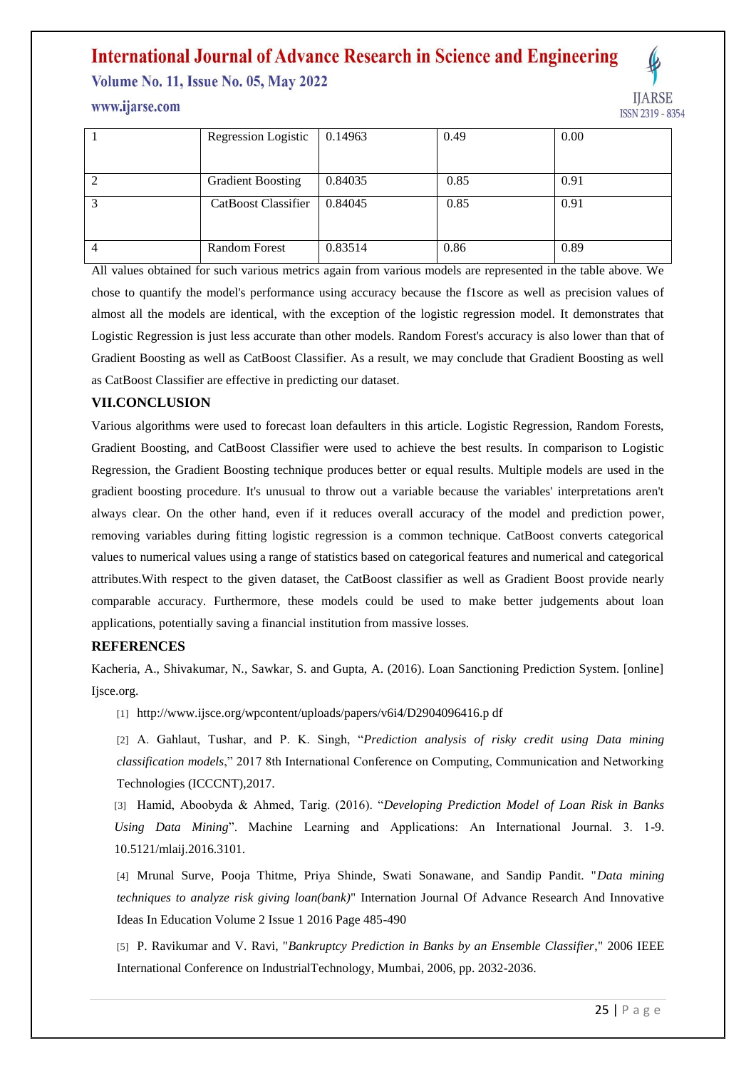| 1 | Regression Logistic | 0.14963 | 0.49 | 0.00 |
|---|---|---|---|---|
| 2 | Gradient Boosting | 0.84035 | 0.85 | 0.91 |
| 3 | CatBoost Classifier | 0.84045 | 0.85 | 0.91 |
| 4 | Random Forest | 0.83514 | 0.86 | 0.89 |

All values obtained for such various metrics again from various models are represented in the table above. We chose to quantify the model's performance using accuracy because the f1score as well as precision values of almost all the models are identical, with the exception of the logistic regression model. It demonstrates that Logistic Regression is just less accurate than other models. Random Forest's accuracy is also lower than that of Gradient Boosting as well as CatBoost Classifier. As a result, we may conclude that Gradient Boosting as well as CatBoost Classifier are effective in predicting our dataset.

## VII.CONCLUSION

Various algorithms were used to forecast loan defaulters in this article. Logistic Regression, Random Forests, Gradient Boosting, and CatBoost Classifier were used to achieve the best results. In comparison to Logistic Regression, the Gradient Boosting technique produces better or equal results. Multiple models are used in the gradient boosting procedure. It's unusual to throw out a variable because the variables' interpretations aren't always clear. On the other hand, even if it reduces overall accuracy of the model and prediction power, removing variables during fitting logistic regression is a common technique. CatBoost converts categorical values to numerical values using a range of statistics based on categorical features and numerical and categorical attributes.With respect to the given dataset, the CatBoost classifier as well as Gradient Boost provide nearly comparable accuracy. Furthermore, these models could be used to make better judgements about loan applications, potentially saving a financial institution from massive losses.

## REFERENCES

Kacheria, A., Shivakumar, N., Sawkar, S. and Gupta, A. (2016). Loan Sanctioning Prediction System. [online] Ijsce.org.

[1] http://www.ijsce.org/wpcontent/uploads/papers/v6i4/D2904096416.p df

[2] A. Gahlaut, Tushar, and P. K. Singh, "*Prediction analysis of risky credit using Data mining classification models*," 2017 8th International Conference on Computing, Communication and Networking Technologies (ICCCNT),2017.

[3] Hamid, Aboobyda & Ahmed, Tarig. (2016). "*Developing Prediction Model of Loan Risk in Banks Using Data Mining*". Machine Learning and Applications: An International Journal. 3. 1-9. 10.5121/mlaij.2016.3101.

[4] Mrunal Surve, Pooja Thitme, Priya Shinde, Swati Sonawane, and Sandip Pandit. "*Data mining techniques to analyze risk giving loan(bank)*" Internation Journal Of Advance Research And Innovative Ideas In Education Volume 2 Issue 1 2016 Page 485-490

[5] P. Ravikumar and V. Ravi, "*Bankruptcy Prediction in Banks by an Ensemble Classifier*," 2006 IEEE International Conference on IndustrialTechnology, Mumbai, 2006, pp. 2032-2036.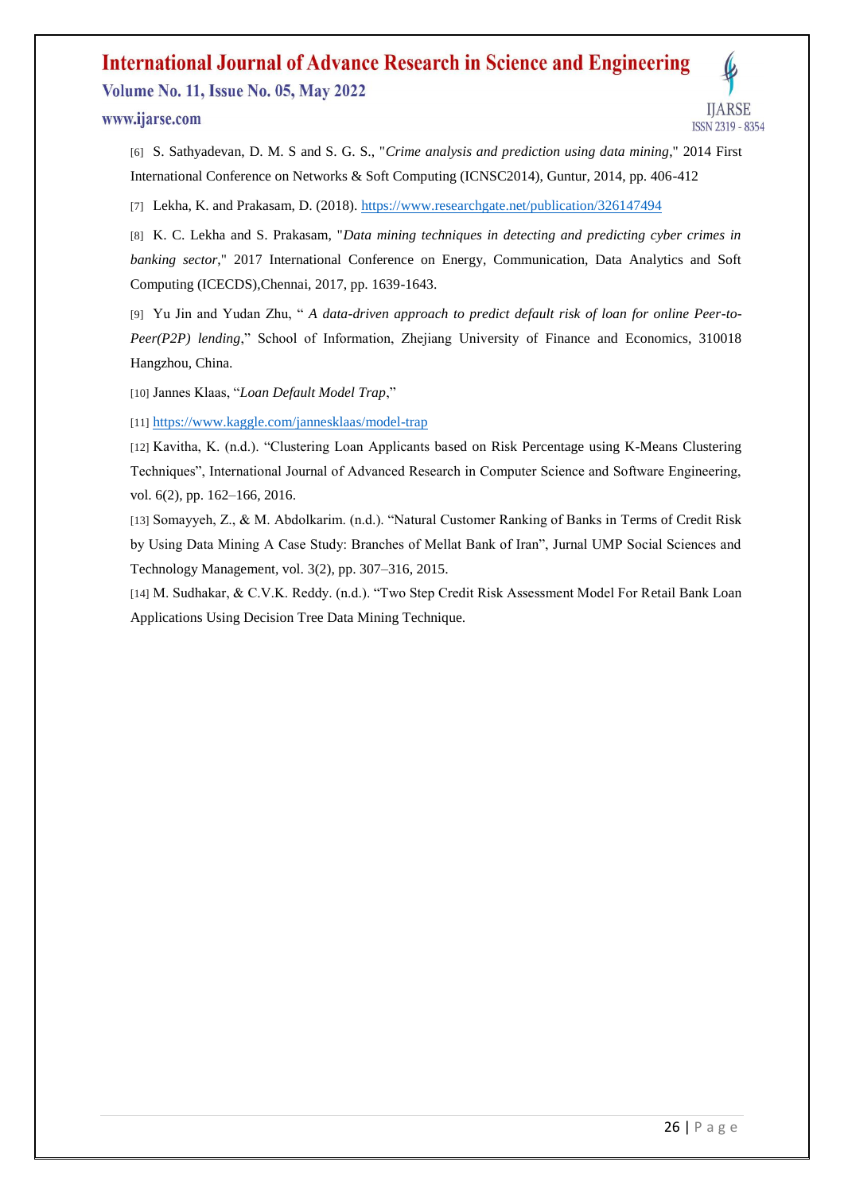[6] S. Sathyadevan, D. M. S and S. G. S., "*Crime analysis and prediction using data mining*," 2014 First International Conference on Networks & Soft Computing (ICNSC2014), Guntur, 2014, pp. 406-412

[7] Lekha, K. and Prakasam, D. (2018). https://www.researchgate.net/publication/326147494

[8] K. C. Lekha and S. Prakasam, "*Data mining techniques in detecting and predicting cyber crimes in banking sector*," 2017 International Conference on Energy, Communication, Data Analytics and Soft Computing (ICECDS),Chennai, 2017, pp. 1639-1643.

[9] Yu Jin and Yudan Zhu, " *A data-driven approach to predict default risk of loan for online Peer-to-Peer(P2P) lending*," School of Information, Zhejiang University of Finance and Economics, 310018 Hangzhou, China.

[10] Jannes Klaas, "*Loan Default Model Trap*,"

[11] https://www.kaggle.com/jannesklaas/model-trap

[12] Kavitha, K. (n.d.). "Clustering Loan Applicants based on Risk Percentage using K-Means Clustering Techniques", International Journal of Advanced Research in Computer Science and Software Engineering, vol. 6(2), pp. 162–166, 2016.

[13] Somayyeh, Z., & M. Abdolkarim. (n.d.). "Natural Customer Ranking of Banks in Terms of Credit Risk by Using Data Mining A Case Study: Branches of Mellat Bank of Iran", Jurnal UMP Social Sciences and Technology Management, vol. 3(2), pp. 307–316, 2015.

[14] M. Sudhakar, & C.V.K. Reddy. (n.d.). "Two Step Credit Risk Assessment Model For Retail Bank Loan Applications Using Decision Tree Data Mining Technique.